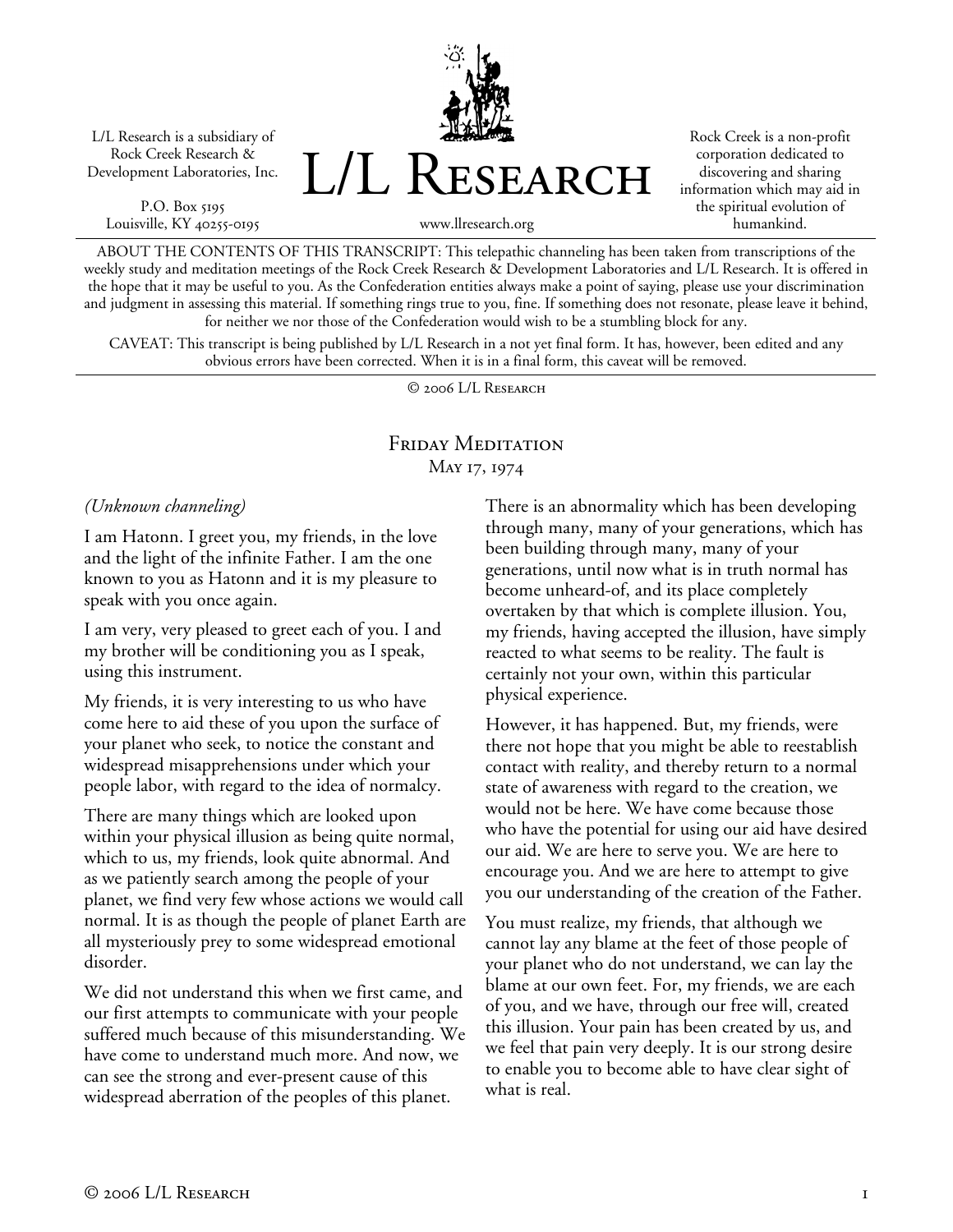L/L Research is a subsidiary of Rock Creek Research & Development Laboratories, Inc.

P.O. Box 5195
Louisville, KY 40255-0195

# L/L Research

www.llresearch.org

Rock Creek is a non-profit corporation dedicated to discovering and sharing information which may aid in the spiritual evolution of humankind.

ABOUT THE CONTENTS OF THIS TRANSCRIPT: This telepathic channeling has been taken from transcriptions of the weekly study and meditation meetings of the Rock Creek Research & Development Laboratories and L/L Research. It is offered in the hope that it may be useful to you. As the Confederation entities always make a point of saying, please use your discrimination and judgment in assessing this material. If something rings true to you, fine. If something does not resonate, please leave it behind, for neither we nor those of the Confederation would wish to be a stumbling block for any.

CAVEAT: This transcript is being published by L/L Research in a not yet final form. It has, however, been edited and any obvious errors have been corrected. When it is in a final form, this caveat will be removed.

© 2006 L/L Research

## Friday Meditation
### May 17, 1974

*(Unknown channeling)*

I am Hatonn. I greet you, my friends, in the love and the light of the infinite Father. I am the one known to you as Hatonn and it is my pleasure to speak with you once again.

I am very, very pleased to greet each of you. I and my brother will be conditioning you as I speak, using this instrument.

My friends, it is very interesting to us who have come here to aid these of you upon the surface of your planet who seek, to notice the constant and widespread misapprehensions under which your people labor, with regard to the idea of normalcy.

There are many things which are looked upon within your physical illusion as being quite normal, which to us, my friends, look quite abnormal. And as we patiently search among the people of your planet, we find very few whose actions we would call normal. It is as though the people of planet Earth are all mysteriously prey to some widespread emotional disorder.

We did not understand this when we first came, and our first attempts to communicate with your people suffered much because of this misunderstanding. We have come to understand much more. And now, we can see the strong and ever-present cause of this widespread aberration of the peoples of this planet.

There is an abnormality which has been developing through many, many of your generations, which has been building through many, many of your generations, until now what is in truth normal has become unheard-of, and its place completely overtaken by that which is complete illusion. You, my friends, having accepted the illusion, have simply reacted to what seems to be reality. The fault is certainly not your own, within this particular physical experience.

However, it has happened. But, my friends, were there not hope that you might be able to reestablish contact with reality, and thereby return to a normal state of awareness with regard to the creation, we would not be here. We have come because those who have the potential for using our aid have desired our aid. We are here to serve you. We are here to encourage you. And we are here to attempt to give you our understanding of the creation of the Father.

You must realize, my friends, that although we cannot lay any blame at the feet of those people of your planet who do not understand, we can lay the blame at our own feet. For, my friends, we are each of you, and we have, through our free will, created this illusion. Your pain has been created by us, and we feel that pain very deeply. It is our strong desire to enable you to become able to have clear sight of what is real.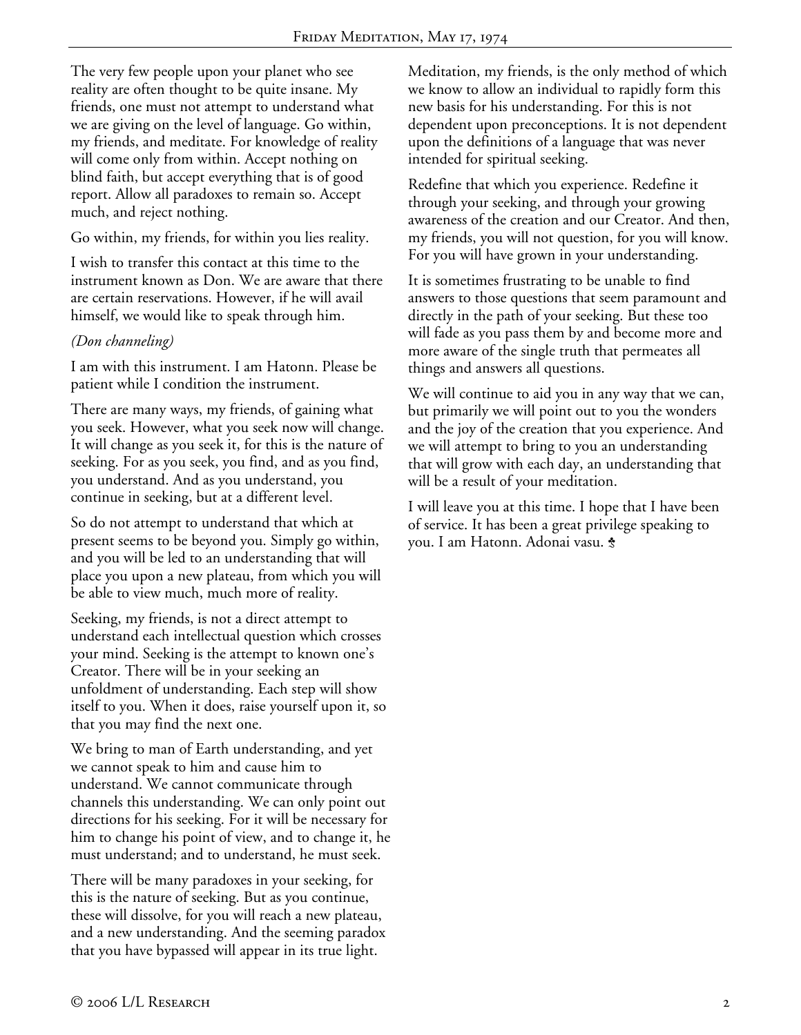The very few people upon your planet who see reality are often thought to be quite insane. My friends, one must not attempt to understand what we are giving on the level of language. Go within, my friends, and meditate. For knowledge of reality will come only from within. Accept nothing on blind faith, but accept everything that is of good report. Allow all paradoxes to remain so. Accept much, and reject nothing.

Go within, my friends, for within you lies reality.

I wish to transfer this contact at this time to the instrument known as Don. We are aware that there are certain reservations. However, if he will avail himself, we would like to speak through him.

*(Don channeling)*

I am with this instrument. I am Hatonn. Please be patient while I condition the instrument.

There are many ways, my friends, of gaining what you seek. However, what you seek now will change. It will change as you seek it, for this is the nature of seeking. For as you seek, you find, and as you find, you understand. And as you understand, you continue in seeking, but at a different level.

So do not attempt to understand that which at present seems to be beyond you. Simply go within, and you will be led to an understanding that will place you upon a new plateau, from which you will be able to view much, much more of reality.

Seeking, my friends, is not a direct attempt to understand each intellectual question which crosses your mind. Seeking is the attempt to known one's Creator. There will be in your seeking an unfoldment of understanding. Each step will show itself to you. When it does, raise yourself upon it, so that you may find the next one.

We bring to man of Earth understanding, and yet we cannot speak to him and cause him to understand. We cannot communicate through channels this understanding. We can only point out directions for his seeking. For it will be necessary for him to change his point of view, and to change it, he must understand; and to understand, he must seek.

There will be many paradoxes in your seeking, for this is the nature of seeking. But as you continue, these will dissolve, for you will reach a new plateau, and a new understanding. And the seeming paradox that you have bypassed will appear in its true light.

Meditation, my friends, is the only method of which we know to allow an individual to rapidly form this new basis for his understanding. For this is not dependent upon preconceptions. It is not dependent upon the definitions of a language that was never intended for spiritual seeking.

Redefine that which you experience. Redefine it through your seeking, and through your growing awareness of the creation and our Creator. And then, my friends, you will not question, for you will know. For you will have grown in your understanding.

It is sometimes frustrating to be unable to find answers to those questions that seem paramount and directly in the path of your seeking. But these too will fade as you pass them by and become more and more aware of the single truth that permeates all things and answers all questions.

We will continue to aid you in any way that we can, but primarily we will point out to you the wonders and the joy of the creation that you experience. And we will attempt to bring to you an understanding that will grow with each day, an understanding that will be a result of your meditation.

I will leave you at this time. I hope that I have been of service. It has been a great privilege speaking to you. I am Hatonn. Adonai vasu.